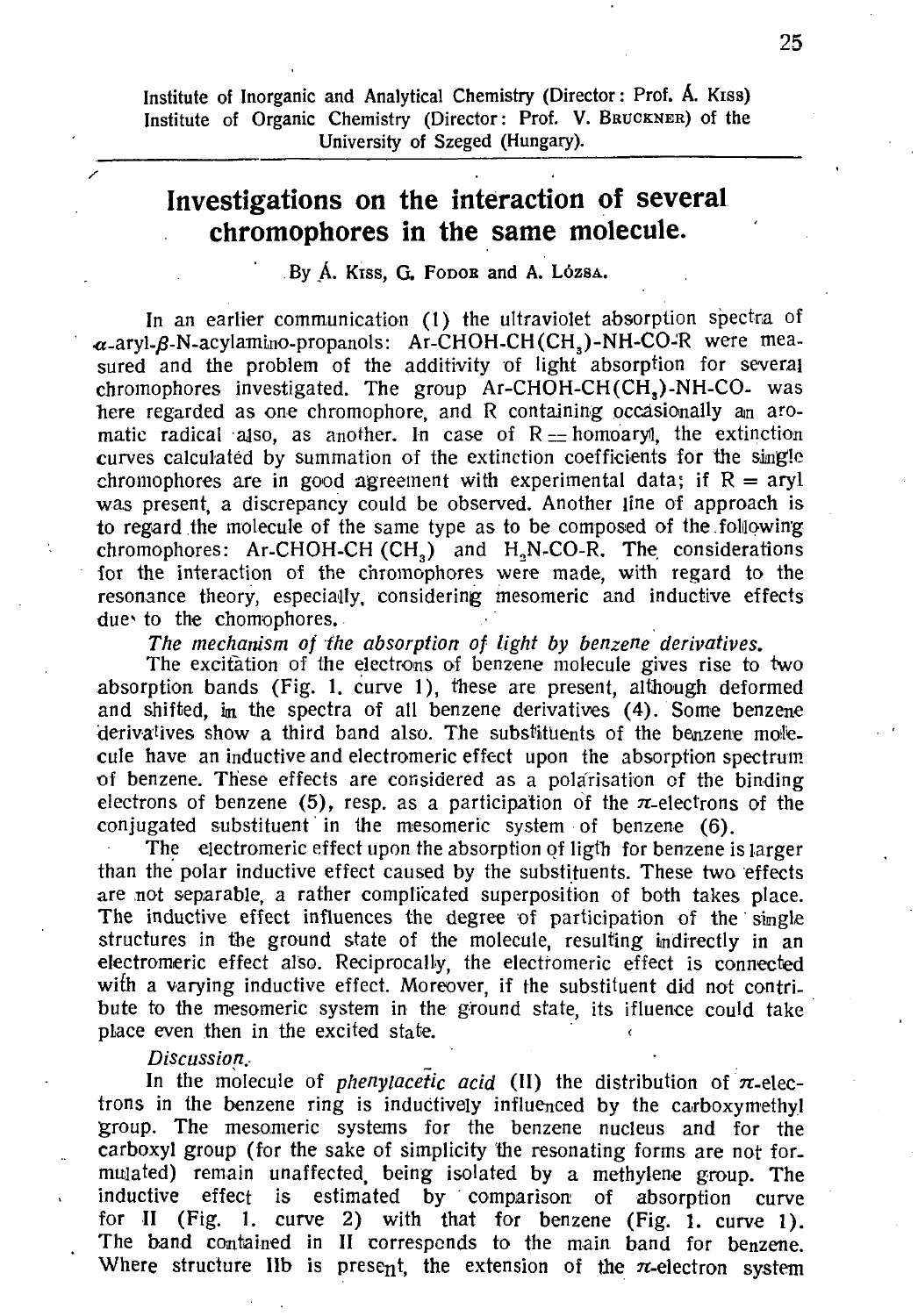Institute of Inorganic and Analytical Chemistry (Director: Prof. Á. Kiss)
Institute of Organic Chemistry (Director: Prof. V. Bruckner) of the University of Szeged (Hungary).

# Investigations on the interaction of several chromophores in the same molecule.

By Á. Kiss, G. Fodor and A. Lózsa.

In an earlier communication (1) the ultraviolet absorption spectra of $\alpha$-aryl-$\beta$-N-acylamino-propanols: Ar-CHOH-CH($CH_3$)-NH-CO-R were measured and the problem of the additivity of light absorption for several chromophores investigated. The group Ar-CHOH-CH($CH_3$)-NH-CO- was here regarded as one chromophore, and R containing occasionally an aromatic radical also, as another. In case of R = homoaryl, the extinction curves calculated by summation of the extinction coefficients for the single chromophores are in good agreement with experimental data; if R = aryl was present, a discrepancy could be observed. Another line of approach is to regard the molecule of the same type as to be composed of the following chromophores: Ar-CHOH-CH ($CH_3$) and $H_2$N-CO-R. The considerations for the interaction of the chromophores were made, with regard to the resonance theory, especially, considering mesomeric and inductive effects due to the chomophores.

*The mechanism of the absorption of light by benzene derivatives.*

The excitation of the electrons of benzene molecule gives rise to two absorption bands (Fig. 1. curve 1), these are present, although deformed and shifted, in the spectra of all benzene derivatives (4). Some benzene derivatives show a third band also. The substituents of the benzene molecule have an inductive and electromeric effect upon the absorption spectrum of benzene. These effects are considered as a polarisation of the binding electrons of benzene (5), resp. as a participation of the $\pi$-electrons of the conjugated substituent in the mesomeric system of benzene (6).

The electromeric effect upon the absorption of ligth for benzene is larger than the polar inductive effect caused by the substituents. These two effects are not separable, a rather complicated superposition of both takes place. The inductive effect influences the degree of participation of the single structures in the ground state of the molecule, resulting indirectly in an electromeric effect also. Reciprocally, the electromeric effect is connected with a varying inductive effect. Moreover, if the substituent did not contribute to the mesomeric system in the ground state, its ifluence could take place even then in the excited state.

*Discussion.*

In the molecule of *phenylacetic acid* (II) the distribution of $\pi$-electrons in the benzene ring is inductively influenced by the carboxymethyl group. The mesomeric systems for the benzene nucleus and for the carboxyl group (for the sake of simplicity the resonating forms are not formulated) remain unaffected, being isolated by a methylene group. The inductive effect is estimated by comparison of absorption curve for II (Fig. 1. curve 2) with that for benzene (Fig. 1. curve 1). The band contained in II corresponds to the main band for benzene. Where structure IIb is present, the extension of the $\pi$-electron system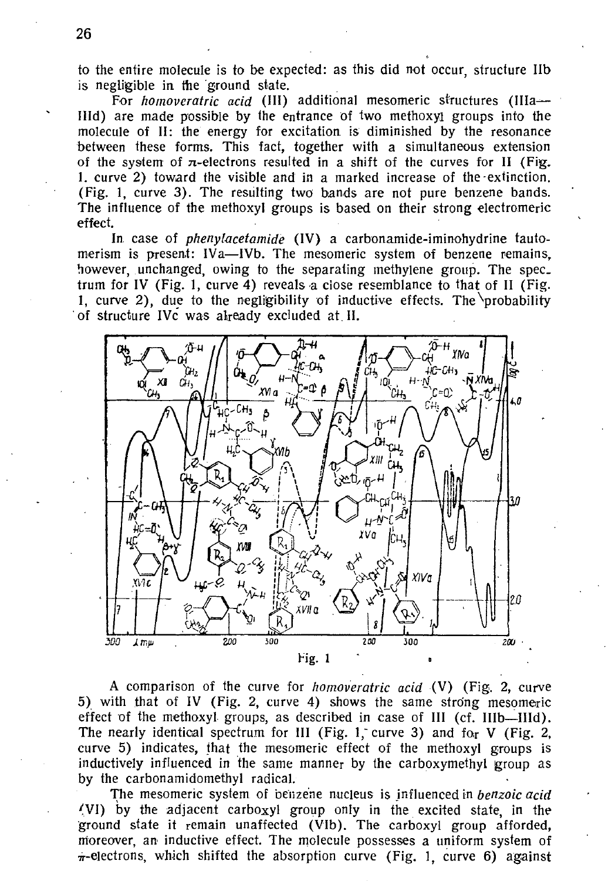to the entire molecule is to be expected: as this did not occur, structure IIb is negligible in the ground state.

For *homoveratric acid* (III) additional mesomeric structures (IIIa—IIId) are made possible by the entrance of two methoxyl groups into the molecule of II: the energy for excitation is diminished by the resonance between these forms. This fact, together with a simultaneous extension of the system of $\pi$-electrons resulted in a shift of the curves for II (Fig. 1. curve 2) toward the visible and in a marked increase of the extinction. (Fig. 1, curve 3). The resulting two bands are not pure benzene bands. The influence of the methoxyl groups is based on their strong electromeric effect.

In case of *phenylacetamide* (IV) a carbonamide-iminohydrine tautomerism is present: IVa—IVb. The mesomeric system of benzene remains, however, unchanged, owing to the separating methylene group. The spectrum for IV (Fig. 1, curve 4) reveals a close resemblance to that of II (Fig. 1, curve 2), due to the negligibility of inductive effects. The probability of structure IVc was already excluded at II.

Fig. 1

A comparison of the curve for *homoveratric acid* (V) (Fig. 2, curve 5) with that of IV (Fig. 2, curve 4) shows the same strong mesomeric effect of the methoxyl groups, as described in case of III (cf. IIIb—IIId). The nearly identical spectrum for III (Fig. 1, curve 3) and for V (Fig. 2, curve 5) indicates, that the mesomeric effect of the methoxyl groups is inductively influenced in the same manner by the carboxymethyl group as by the carbonamidomethyl radical.

The mesomeric system of benzene nucleus is influenced in *benzoic acid* (VI) by the adjacent carboxyl group only in the excited state, in the ground state it remain unaffected (VIb). The carboxyl group afforded, moreover, an inductive effect. The molecule possesses a uniform system of $\pi$-electrons, which shifted the absorption curve (Fig. 1, curve 6) against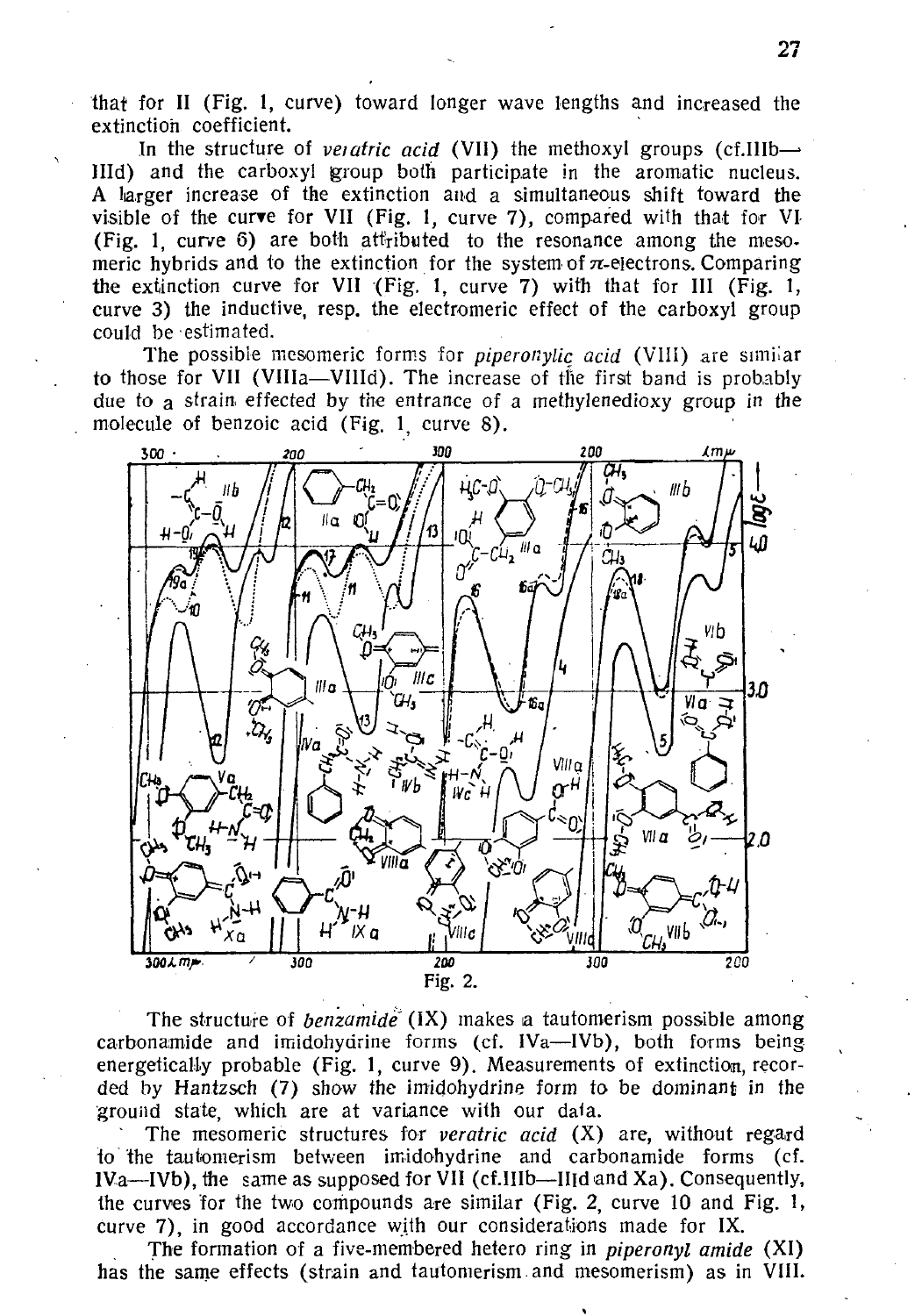that for II (Fig. 1, curve) toward longer wave lengths and increased the extinction coefficient.

In the structure of *veratric acid* (VII) the methoxyl groups (cf. IIIb—IIId) and the carboxyl group both participate in the aromatic nucleus. A larger increase of the extinction and a simultaneous shift toward the visible of the curve for VII (Fig. 1, curve 7), compared with that for VI (Fig. 1, curve 6) are both attributed to the resonance among the mesomeric hybrids and to the extinction for the system of $\pi$-electrons. Comparing the extinction curve for VII (Fig. 1, curve 7) with that for III (Fig. 1, curve 3) the inductive, resp. the electromeric effect of the carboxyl group could be estimated.

The possible mesomeric forms for *piperonylic acid* (VIII) are similar to those for VII (VIIIa—VIIId). The increase of the first band is probably due to a strain effected by the entrance of a methylenedioxy group in the molecule of benzoic acid (Fig. 1, curve 8).

Fig. 2.

The structure of *benzamide* (IX) makes a tautomerism possible among carbonamide and imidohydrine forms (cf. IVa—IVb), both forms being energetically probable (Fig. 1, curve 9). Measurements of extinction, recorded by Hantzsch (7) show the imidohydrine form to be dominant in the ground state, which are at variance with our data.

The mesomeric structures for *veratric acid* (X) are, without regard to the tautomerism between imidohydrine and carbonamide forms (cf. IVa—IVb), the same as supposed for VII (cf. IIIb—IIId and Xa). Consequently, the curves for the two compounds are similar (Fig. 2, curve 10 and Fig. 1, curve 7), in good accordance with our considerations made for IX.

The formation of a five-membered hetero ring in *piperonyl amide* (XI) has the same effects (strain and tautomerism and mesomerism) as in VIII.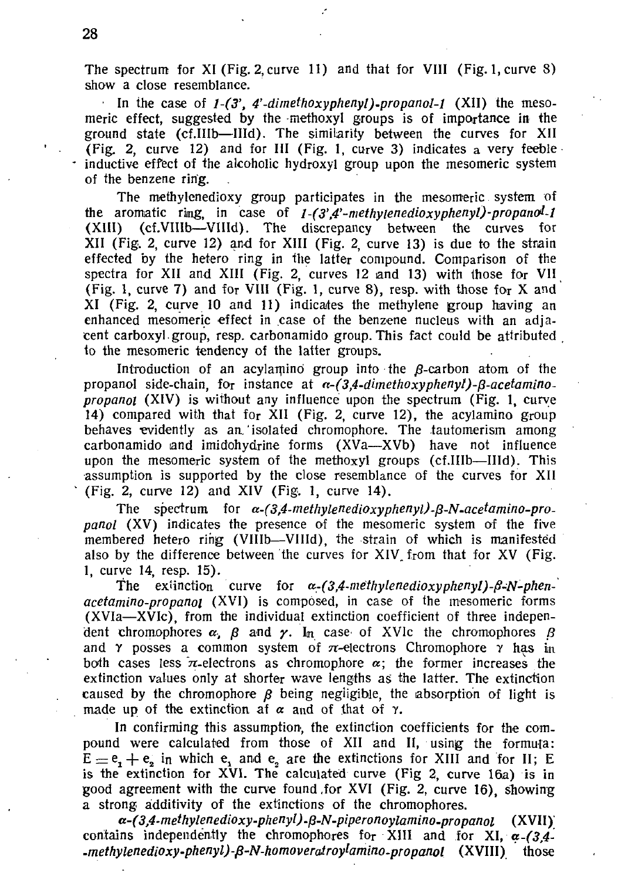The spectrum for XI (Fig. 2, curve 11) and that for VIII (Fig. 1, curve 8) show a close resemblance.

In the case of *1-(3', 4'-dimethoxyphenyl)-propanol-1* (XII) the mesomeric effect, suggested by the methoxyl groups is of importance in the ground state (cf.IIIb—IIId). The similarity between the curves for XII (Fig. 2, curve 12) and for III (Fig. 1, curve 3) indicates a very feeble inductive effect of the alcoholic hydroxyl group upon the mesomeric system of the benzene ring.

The methylenedioxy group participates in the mesomeric system of the aromatic ring, in case of *1-(3',4'-methylenedioxyphenyl)-propanol-1* (XIII) (cf.VIIIb—VIIId). The discrepancy between the curves for XII (Fig. 2, curve 12) and for XIII (Fig. 2, curve 13) is due to the strain effected by the hetero ring in the latter compound. Comparison of the spectra for XII and XIII (Fig. 2, curves 12 and 13) with those for VII (Fig. 1, curve 7) and for VIII (Fig. 1, curve 8), resp. with those for X and XI (Fig. 2, curve 10 and 11) indicates the methylene group having an enhanced mesomeric effect in case of the benzene nucleus with an adjacent carboxyl group, resp. carbonamido group. This fact could be attributed to the mesomeric tendency of the latter groups.

Introduction of an acylamino group into the $\beta$-carbon atom of the propanol side-chain, for instance at *$\alpha$-(3,4-dimethoxyphenyl)-$\beta$-acetamino-propanol* (XIV) is without any influence upon the spectrum (Fig. 1, curve 14) compared with that for XII (Fig. 2, curve 12), the acylamino group behaves evidently as an isolated chromophore. The tautomerism among carbonamido and imidohydrine forms (XVa—XVb) have not influence upon the mesomeric system of the methoxyl groups (cf.IIIb—IIId). This assumption is supported by the close resemblance of the curves for XII (Fig. 2, curve 12) and XIV (Fig. 1, curve 14).

The spectrum for *$\alpha$-(3,4-methylenedioxyphenyl)-$\beta$-N-acetamino-propanol* (XV) indicates the presence of the mesomeric system of the five membered hetero ring (VIIIb—VIIId), the strain of which is manifested also by the difference between the curves for XIV from that for XV (Fig. 1, curve 14, resp. 15).

The extinction curve for *$\alpha$-(3,4-methylenedioxyphenyl)-$\beta$-N-phenacetamino-propanol* (XVI) is composed, in case of the mesomeric forms (XVIa—XVIc), from the individual extinction coefficient of three independent chromophores $\alpha$, $\beta$ and $\gamma$. In case of XVIc the chromophores $\beta$ and $\gamma$ posses a common system of $\pi$-electrons Chromophore $\gamma$ has in both cases less $\pi$-electrons as chromophore $\alpha$; the former increases the extinction values only at shorter wave lengths as the latter. The extinction caused by the chromophore $\beta$ being negligible, the absorption of light is made up of the extinction af $\alpha$ and of that of $\gamma$.

In confirming this assumption, the extinction coefficients for the compound were calculated from those of XII and II, using the formula: $E = e_1 + e_2$ in which $e_1$ and $e_2$ are the extinctions for XIII and for II; E is the extinction for XVI. The calculated curve (Fig 2, curve 16a) is in good agreement with the curve found for XVI (Fig. 2, curve 16), showing a strong additivity of the extinctions of the chromophores.

*$\alpha$-(3,4-methylenedioxy-phenyl)-$\beta$-N-piperonoylamino-propanol* (XVII) contains independently the chromophores for XIII and for XI, *$\alpha$-(3,4-methylenedioxy-phenyl)-$\beta$-N-homoveratroylamino-propanol* (XVIII) those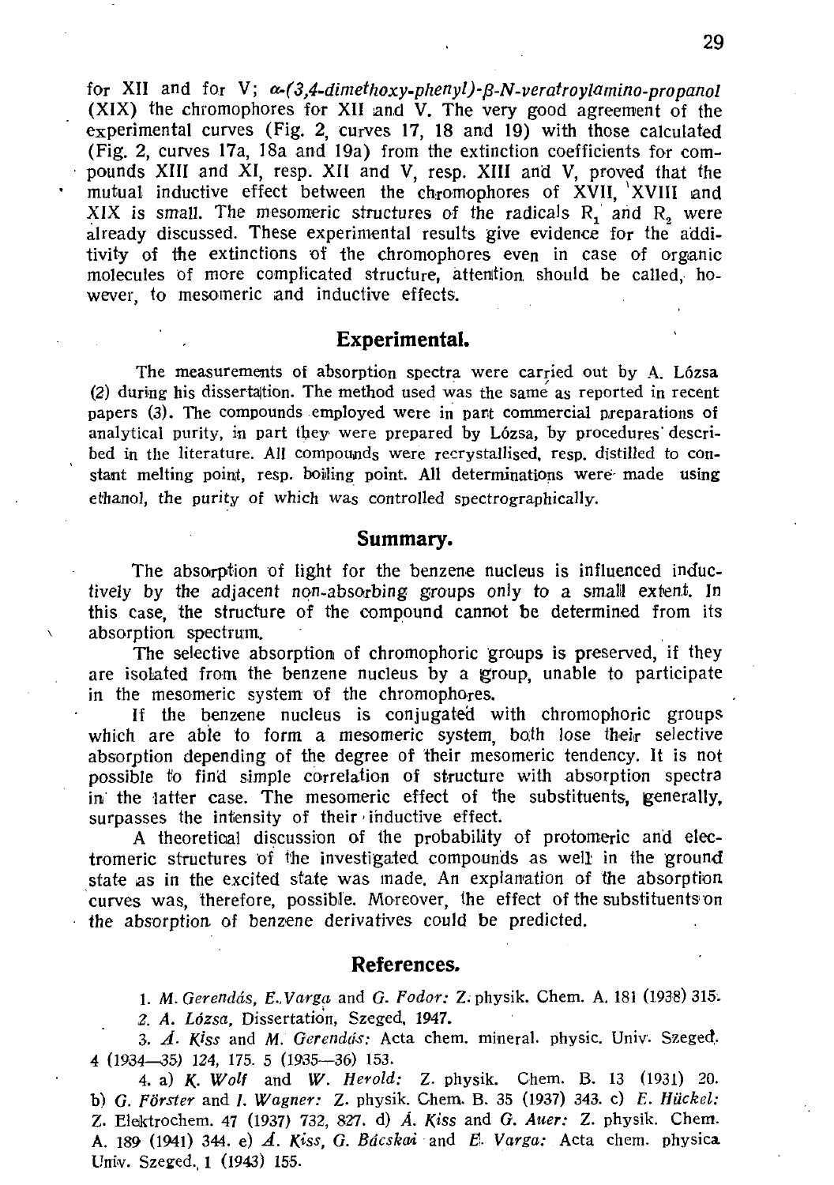for XII and for V; *α-(3,4-dimethoxy-phenyl)-β-N-veratroylamino-propanol* (XIX) the chromophores for XII and V. The very good agreement of the experimental curves (Fig. 2, curves 17, 18 and 19) with those calculated (Fig. 2, curves 17a, 18a and 19a) from the extinction coefficients for compounds XIII and XI, resp. XII and V, resp. XIII and V, proved that the mutual inductive effect between the chromophores of XVII, XVIII and XIX is small. The mesomeric structures of the radicals $R_1$ and $R_2$ were already discussed. These experimental results give evidence for the additivity of the extinctions of the chromophores even in case of organic molecules of more complicated structure, attention should be called, however, to mesomeric and inductive effects.

## Experimental.

The measurements of absorption spectra were carried out by A. Lózsa (2) during his dissertation. The method used was the same as reported in recent papers (3). The compounds employed were in part commercial preparations of analytical purity, in part they were prepared by Lózsa, by procedures described in the literature. All compounds were recrystallised, resp. distilled to constant melting point, resp. boiling point. All determinations were made using ethanol, the purity of which was controlled spectrographically.

## Summary.

The absorption of light for the benzene nucleus is influenced inductively by the adjacent non-absorbing groups only to a small extent. In this case, the structure of the compound cannot be determined from its absorption spectrum.

The selective absorption of chromophoric groups is preserved, if they are isolated from the benzene nucleus by a group, unable to participate in the mesomeric system of the chromophores.

If the benzene nucleus is conjugated with chromophoric groups which are able to form a mesomeric system, both lose their selective absorption depending of the degree of their mesomeric tendency. It is not possible to find simple correlation of structure with absorption spectra in the latter case. The mesomeric effect of the substituents, generally, surpasses the intensity of their inductive effect.

A theoretical discussion of the probability of protomeric and electromeric structures of the investigated compounds as well in the ground state as in the excited state was made. An explanation of the absorption curves was, therefore, possible. Moreover, the effect of the substituents on the absorption of benzene derivatives could be predicted.

## References.

1. *M. Gerendás, E. Varga* and *G. Fodor:* Z. physik. Chem. A. 181 (1938) 315.
2. *A. Lózsa,* Dissertation, Szeged, 1947.
3. *Á. Kiss* and *M. Gerendás:* Acta chem. mineral. physic. Univ. Szeged. 4 (1934—35) 124, 175. 5 (1935—36) 153.
4. a) *K. Wolf* and *W. Herold:* Z. physik. Chem. B. 13 (1931) 20. b) *G. Förster* and *I. Wagner:* Z. physik. Chem. B. 35 (1937) 343. c) *E. Hückel:* Z. Elektrochem. 47 (1937) 732, 827. d) *Á. Kiss* and *G. Auer:* Z. physik. Chem. A. 189 (1941) 344. e) *Á. Kiss, G. Bácskai* and *E. Varga:* Acta chem. physica Univ. Szeged. 1 (1943) 155.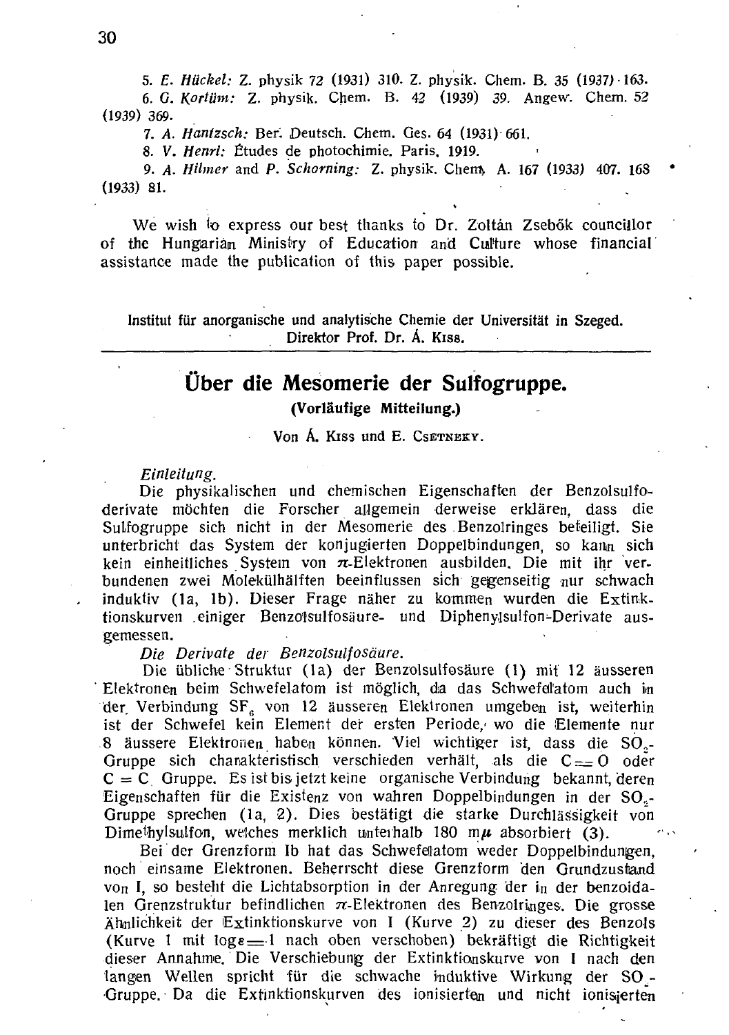5. *E. Hückel:* Z. physik 72 (1931) 310. Z. physik. Chem. B. 35 (1937) 163.

6. *G. Kortüm:* Z. physik. Chem. B. 42 (1939) 39. Angew. Chem. 52 (1939) 369.

7. *A. Hantzsch:* Ber. Deutsch. Chem. Ges. 64 (1931) 661.

8. *V. Henri:* Études de photochimie. Paris, 1919.

9. *A. Hilmer* and *P. Schorning:* Z. physik. Chem. A. 167 (1933) 407. 168 (1933) 81.

We wish to express our best thanks to Dr. Zoltán Zsebők councillor of the Hungarian Ministry of Education and Culture whose financial assistance made the publication of this paper possible.

Institut für anorganische und analytische Chemie der Universität in Szeged.
Direktor Prof. Dr. Á. Kiss.

# Über die Mesomerie der Sulfogruppe.

**(Vorläufige Mitteilung.)**

Von Á. Kiss und E. Csetneky.

*Einleitung.*

Die physikalischen und chemischen Eigenschaften der Benzolsulfoderivate möchten die Forscher allgemein derweise erklären, dass die Sulfogruppe sich nicht in der Mesomerie des Benzolringes beteiligt. Sie unterbricht das System der konjugierten Doppelbindungen, so kann sich kein einheitliches System von $\pi$-Elektronen ausbilden. Die mit ihr verbundenen zwei Molekülhälften beeinflussen sich gegenseitig nur schwach induktiv (1a, 1b). Dieser Frage näher zu kommen wurden die Extinktionskurven einiger Benzolsulfosäure- und Diphenylsulfon-Derivate ausgemessen.

*Die Derivate der Benzolsulfosäure.*

Die übliche Struktur (Ia) der Benzolsulfosäure (I) mit 12 äusseren Elektronen beim Schwefelatom ist möglich, da das Schwefelatom auch in der Verbindung $SF_6$ von 12 äusseren Elektronen umgeben ist, weiterhin ist der Schwefel kein Element der ersten Periode, wo die Elemente nur 8 äussere Elektronen haben können. Viel wichtiger ist, dass die $SO_2$-Gruppe sich charakteristisch verschieden verhält, als die $C=O$ oder $C=C$ Gruppe. Es ist bis jetzt keine organische Verbindung bekannt, deren Eigenschaften für die Existenz von wahren Doppelbindungen in der $SO_2$-Gruppe sprechen (1a, 2). Dies bestätigt die starke Durchlässigkeit von Dimethylsulfon, welches merklich unterhalb 180 m$\mu$ absorbiert (3).

Bei der Grenzform Ib hat das Schwefelatom weder Doppelbindungen, noch einsame Elektronen. Beherrscht diese Grenzform den Grundzustand von I, so besteht die Lichtabsorption in der Anregung der in der benzoidalen Grenzstruktur befindlichen $\pi$-Elektronen des Benzolringes. Die grosse Ähnlichkeit der Extinktionskurve von I (Kurve 2) zu dieser des Benzols (Kurve 1 mit $\log \varepsilon = 1$ nach oben verschoben) bekräftigt die Richtigkeit dieser Annahme. Die Verschiebung der Extinktionskurve von I nach den langen Wellen spricht für die schwache induktive Wirkung der $SO_2$-Gruppe. Da die Extinktionskurven des ionisierten und nicht ionisierten